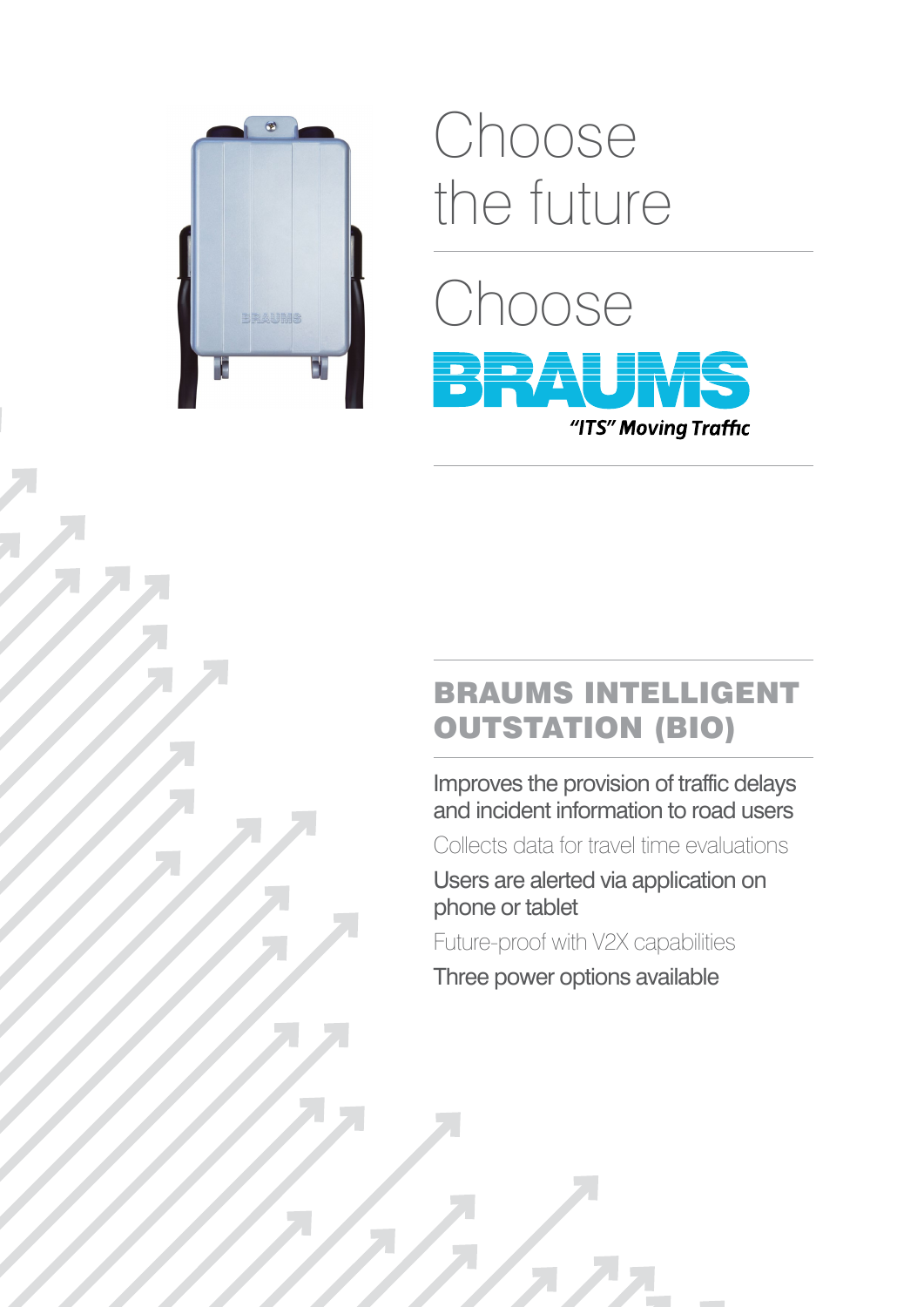# Choose the future

# Choose BRAUMS

*"ITS" Moving Traffic*

## BRAUMS INTELLIGENT OUTSTATION (BIO)

Improves the provision of traffic delays and incident information to road users

Collects data for travel time evaluations

Users are alerted via application on phone or tablet

Future-proof with V2X capabilities

Three power options available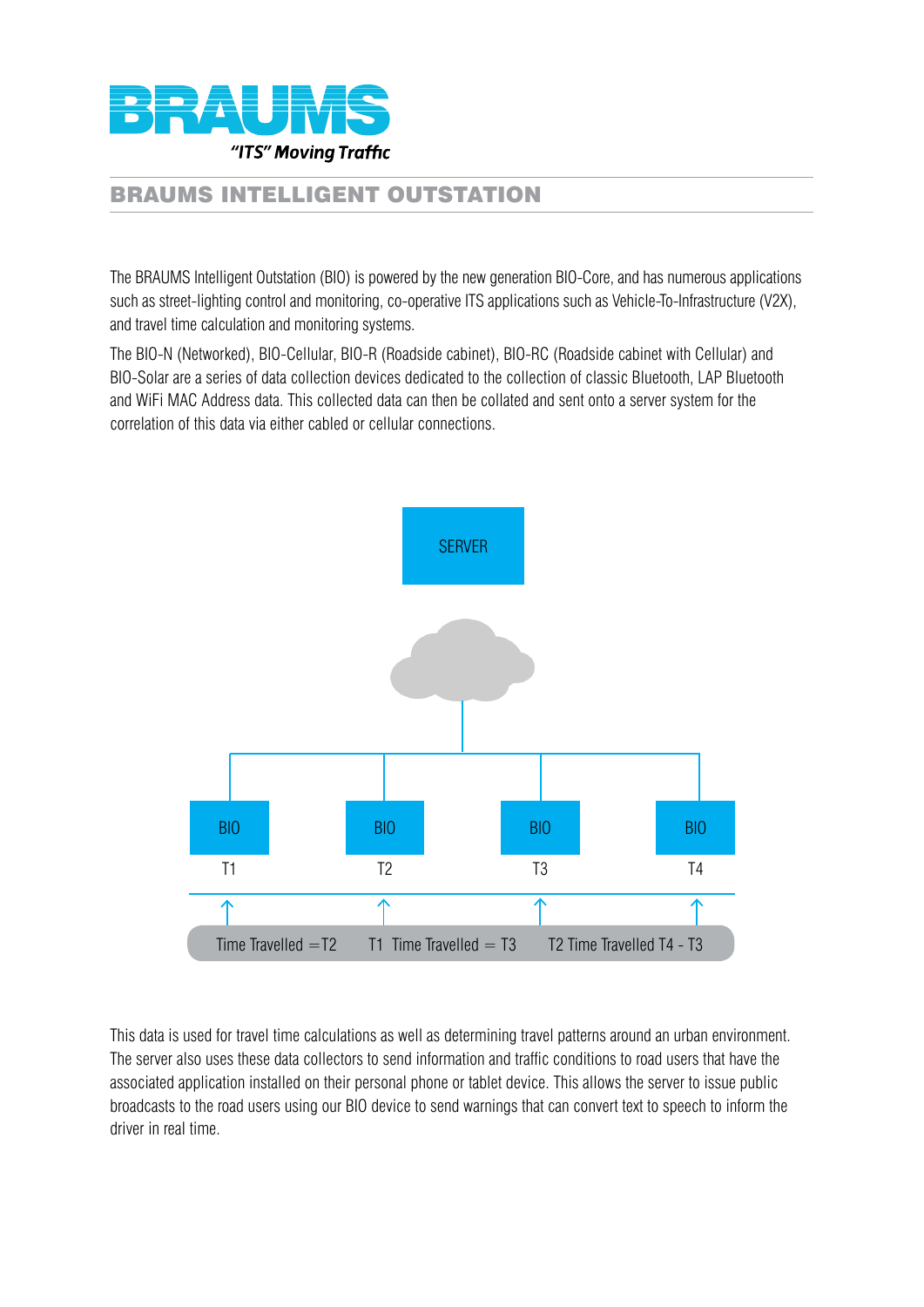# BRAUMS

*"ITS" Moving Traffic*

## BRAUMS INTELLIGENT OUTSTATION

The BRAUMS Intelligent Outstation (BIO) is powered by the new generation BIO-Core, and has numerous applications such as street-lighting control and monitoring, co-operative ITS applications such as Vehicle-To-Infrastructure (V2X), and travel time calculation and monitoring systems.

The BIO-N (Networked), BIO-Cellular, BIO-R (Roadside cabinet), BIO-RC (Roadside cabinet with Cellular) and BIO-Solar are a series of data collection devices dedicated to the collection of classic Bluetooth, LAP Bluetooth and WiFi MAC Address data. This collected data can then be collated and sent onto a server system for the correlation of this data via either cabled or cellular connections.

SERVER

BIO T1 | BIO T2 | BIO T3 | BIO T4

Time Travelled = T2   T1 Time Travelled = T3   T2 Time Travelled T4 - T3

This data is used for travel time calculations as well as determining travel patterns around an urban environment. The server also uses these data collectors to send information and traffic conditions to road users that have the associated application installed on their personal phone or tablet device. This allows the server to issue public broadcasts to the road users using our BIO device to send warnings that can convert text to speech to inform the driver in real time.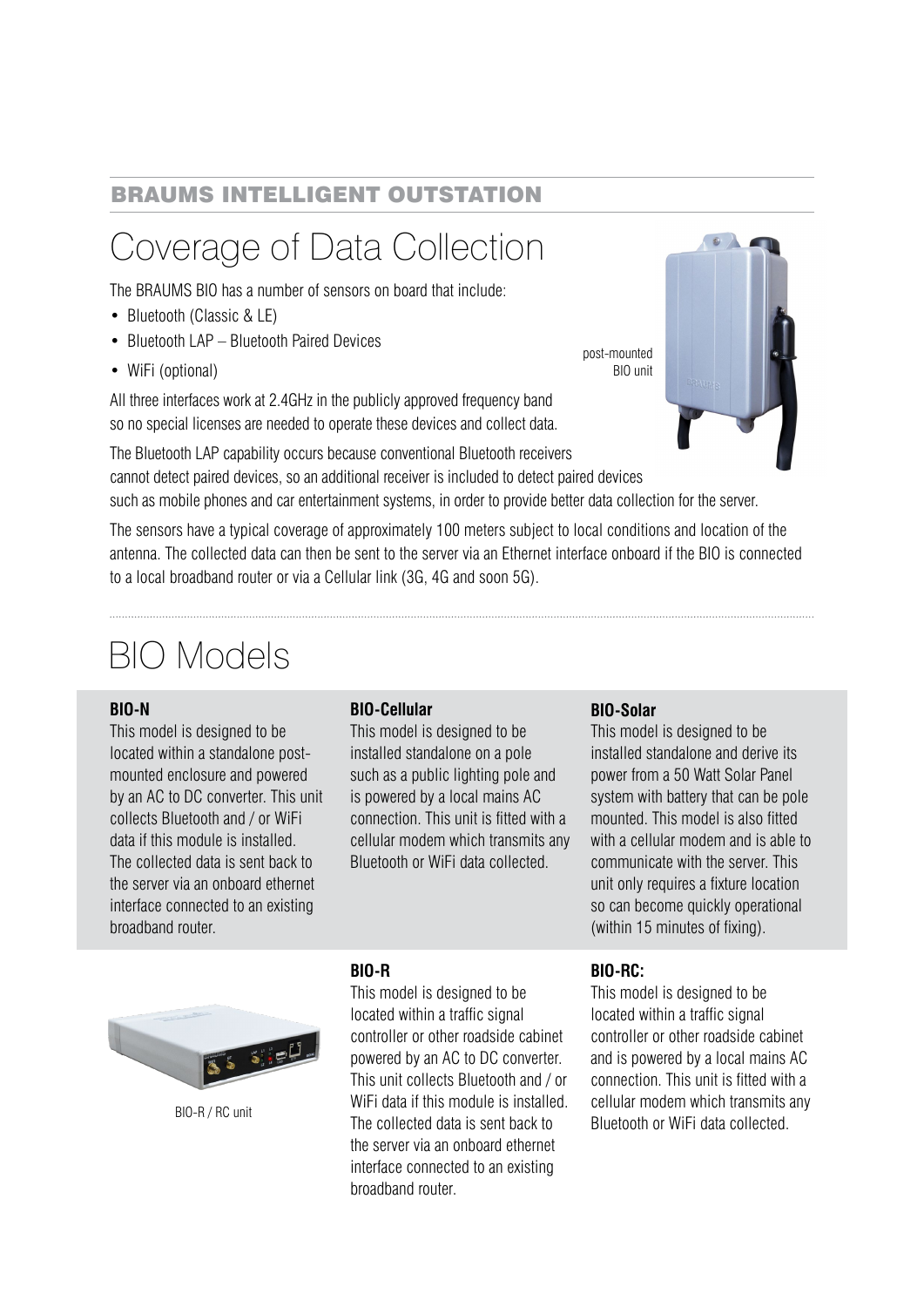## BRAUMS INTELLIGENT OUTSTATION

# Coverage of Data Collection

The BRAUMS BIO has a number of sensors on board that include:

- Bluetooth (Classic & LE)
- Bluetooth LAP – Bluetooth Paired Devices
- WiFi (optional)

post-mounted BIO unit

All three interfaces work at 2.4GHz in the publicly approved frequency band so no special licenses are needed to operate these devices and collect data.

The Bluetooth LAP capability occurs because conventional Bluetooth receivers cannot detect paired devices, so an additional receiver is included to detect paired devices such as mobile phones and car entertainment systems, in order to provide better data collection for the server.

The sensors have a typical coverage of approximately 100 meters subject to local conditions and location of the antenna. The collected data can then be sent to the server via an Ethernet interface onboard if the BIO is connected to a local broadband router or via a Cellular link (3G, 4G and soon 5G).

# BIO Models

**BIO-N**

This model is designed to be located within a standalone post-mounted enclosure and powered by an AC to DC converter. This unit collects Bluetooth and / or WiFi data if this module is installed. The collected data is sent back to the server via an onboard ethernet interface connected to an existing broadband router.

**BIO-Cellular**

This model is designed to be installed standalone on a pole such as a public lighting pole and is powered by a local mains AC connection. This unit is fitted with a cellular modem which transmits any Bluetooth or WiFi data collected.

**BIO-Solar**

This model is designed to be installed standalone and derive its power from a 50 Watt Solar Panel system with battery that can be pole mounted. This model is also fitted with a cellular modem and is able to communicate with the server. This unit only requires a fixture location so can become quickly operational (within 15 minutes of fixing).

BIO-R / RC unit

**BIO-R**

This model is designed to be located within a traffic signal controller or other roadside cabinet powered by an AC to DC converter. This unit collects Bluetooth and / or WiFi data if this module is installed. The collected data is sent back to the server via an onboard ethernet interface connected to an existing broadband router.

**BIO-RC:**

This model is designed to be located within a traffic signal controller or other roadside cabinet and is powered by a local mains AC connection. This unit is fitted with a cellular modem which transmits any Bluetooth or WiFi data collected.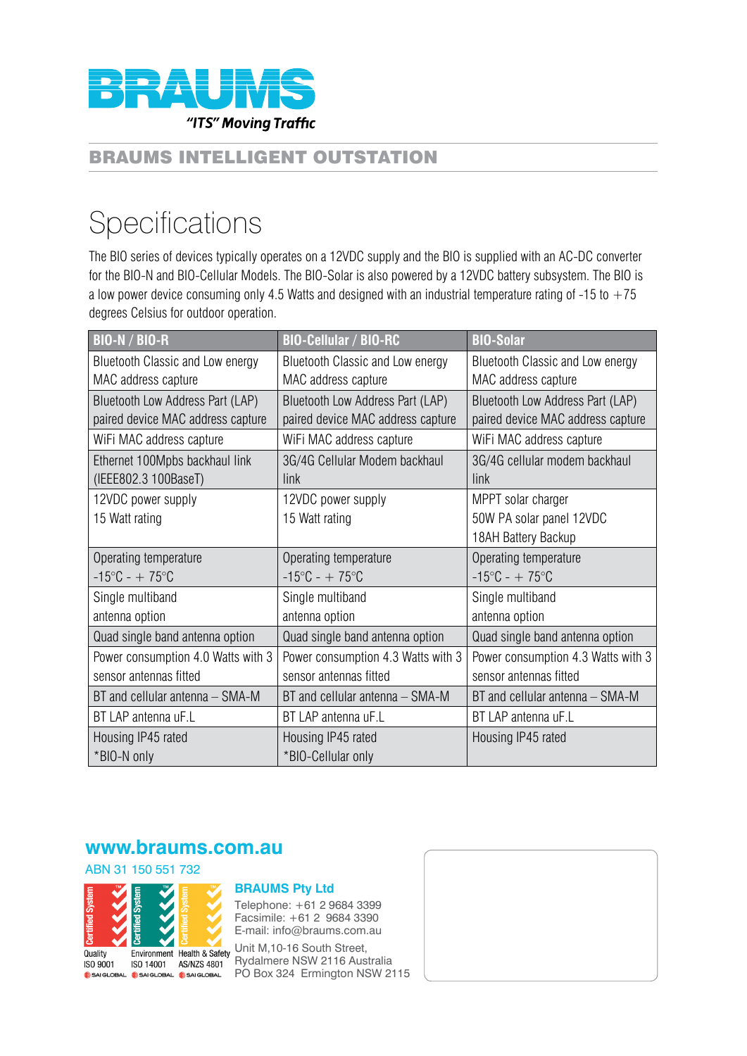BRAUMS

*"ITS" Moving Traffic*

## BRAUMS INTELLIGENT OUTSTATION

# Specifications

The BIO series of devices typically operates on a 12VDC supply and the BIO is supplied with an AC-DC converter for the BIO-N and BIO-Cellular Models. The BIO-Solar is also powered by a 12VDC battery subsystem. The BIO is a low power device consuming only 4.5 Watts and designed with an industrial temperature rating of -15 to +75 degrees Celsius for outdoor operation.

| BIO-N / BIO-R | BIO-Cellular / BIO-RC | BIO-Solar |
|---|---|---|
| Bluetooth Classic and Low energy MAC address capture | Bluetooth Classic and Low energy MAC address capture | Bluetooth Classic and Low energy MAC address capture |
| Bluetooth Low Address Part (LAP) paired device MAC address capture | Bluetooth Low Address Part (LAP) paired device MAC address capture | Bluetooth Low Address Part (LAP) paired device MAC address capture |
| WiFi MAC address capture | WiFi MAC address capture | WiFi MAC address capture |
| Ethernet 100Mpbs backhaul link (IEEE802.3 100BaseT) | 3G/4G Cellular Modem backhaul link | 3G/4G cellular modem backhaul link |
| 12VDC power supply<br>15 Watt rating | 12VDC power supply<br>15 Watt rating | MPPT solar charger<br>50W PA solar panel 12VDC<br>18AH Battery Backup |
| Operating temperature<br>-15°C - + 75°C | Operating temperature<br>-15°C - + 75°C | Operating temperature<br>-15°C - + 75°C |
| Single multiband antenna option | Single multiband antenna option | Single multiband antenna option |
| Quad single band antenna option | Quad single band antenna option | Quad single band antenna option |
| Power consumption 4.0 Watts with 3 sensor antennas fitted | Power consumption 4.3 Watts with 3 sensor antennas fitted | Power consumption 4.3 Watts with 3 sensor antennas fitted |
| BT and cellular antenna – SMA-M | BT and cellular antenna – SMA-M | BT and cellular antenna – SMA-M |
| BT LAP antenna uF.L | BT LAP antenna uF.L | BT LAP antenna uF.L |
| Housing IP45 rated<br>*BIO-N only | Housing IP45 rated<br>*BIO-Cellular only | Housing IP45 rated |

**www.braums.com.au**

ABN 31 150 551 732

Certified System — Quality ISO 9001 — SAI GLOBAL
Certified System — Environment ISO 14001 — SAI GLOBAL
Certified System — Health & Safety AS/NZS 4801 — SAI GLOBAL

**BRAUMS Pty Ltd**
Telephone: +61 2 9684 3399
Facsimile: +61 2 9684 3390
E-mail: info@braums.com.au

Unit M,10-16 South Street,
Rydalmere NSW 2116 Australia
PO Box 324 Ermington NSW 2115